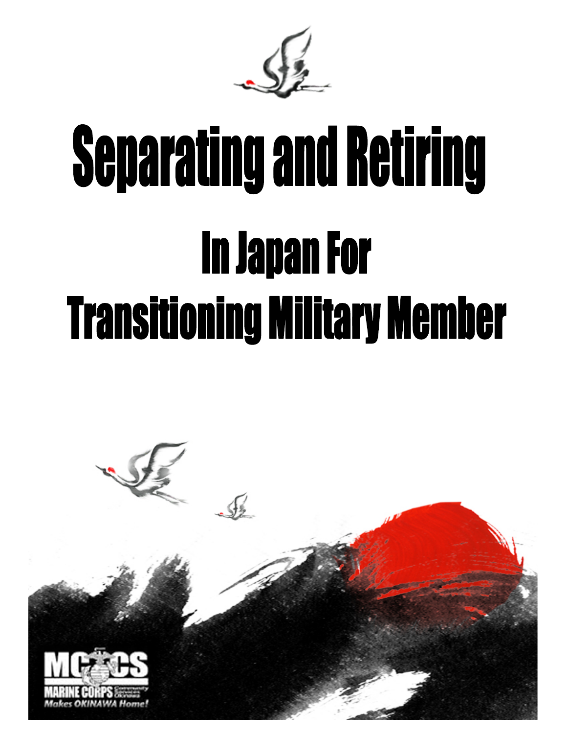# Separating and Retiring

## In Japan For Transitioning Military Member

MCCS MARINE CORPS Community Services Okinawa

*Makes OKINAWA Home!*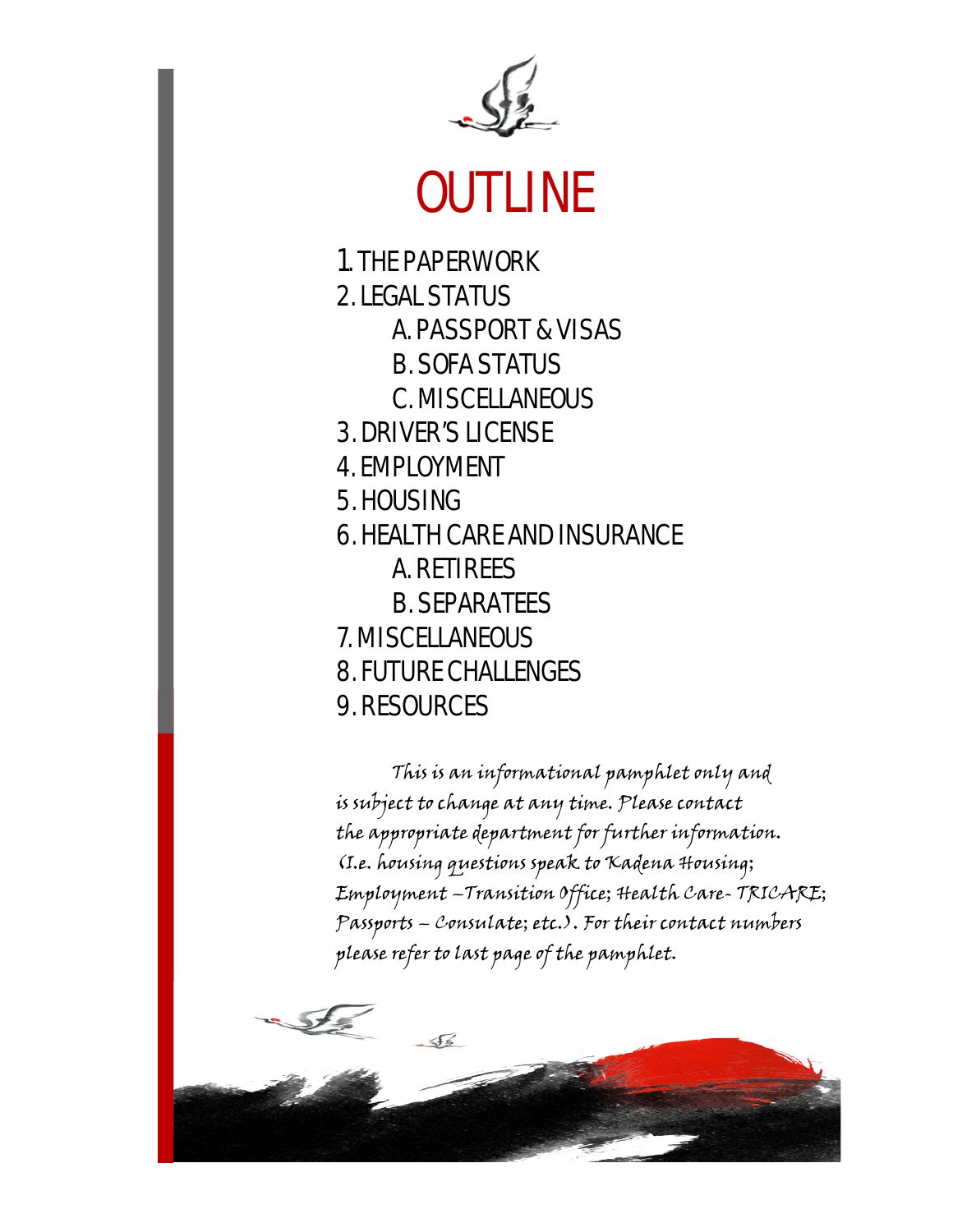# OUTLINE

1. THE PAPERWORK
2. LEGAL STATUS
    - A. PASSPORT & VISAS
    - B. SOFA STATUS
    - C. MISCELLANEOUS
3. DRIVER'S LICENSE
4. EMPLOYMENT
5. HOUSING
6. HEALTH CARE AND INSURANCE
    - A. RETIREES
    - B. SEPARATEES
7. MISCELLANEOUS
8. FUTURE CHALLENGES
9. RESOURCES

*This is an informational pamphlet only and is subject to change at any time. Please contact the appropriate department for further information. (I.e. housing questions speak to Kadena Housing; Employment –Transition Office; Health Care- TRICARE; Passports – Consulate; etc.). For their contact numbers please refer to last page of the pamphlet.*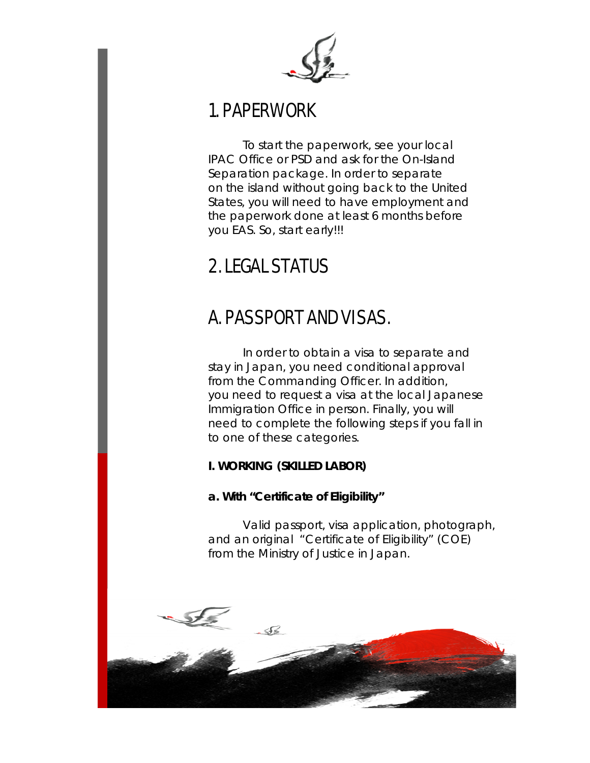# 1. PAPERWORK

To start the paperwork, see your local IPAC Office or PSD and ask for the On-Island Separation package. In order to separate on the island without going back to the United States, you will need to have employment and the paperwork done at least 6 months before you EAS. So, start early!!!

# 2. LEGAL STATUS

## A. PASSPORT AND VISAS.

In order to obtain a visa to separate and stay in Japan, you need conditional approval from the Commanding Officer. In addition, you need to request a visa at the local Japanese Immigration Office in person. Finally, you will need to complete the following steps if you fall in to one of these categories.

**I. WORKING (SKILLED LABOR)**

**a. With "Certificate of Eligibility"**

Valid passport, visa application, photograph, and an original "Certificate of Eligibility" (COE) from the Ministry of Justice in Japan.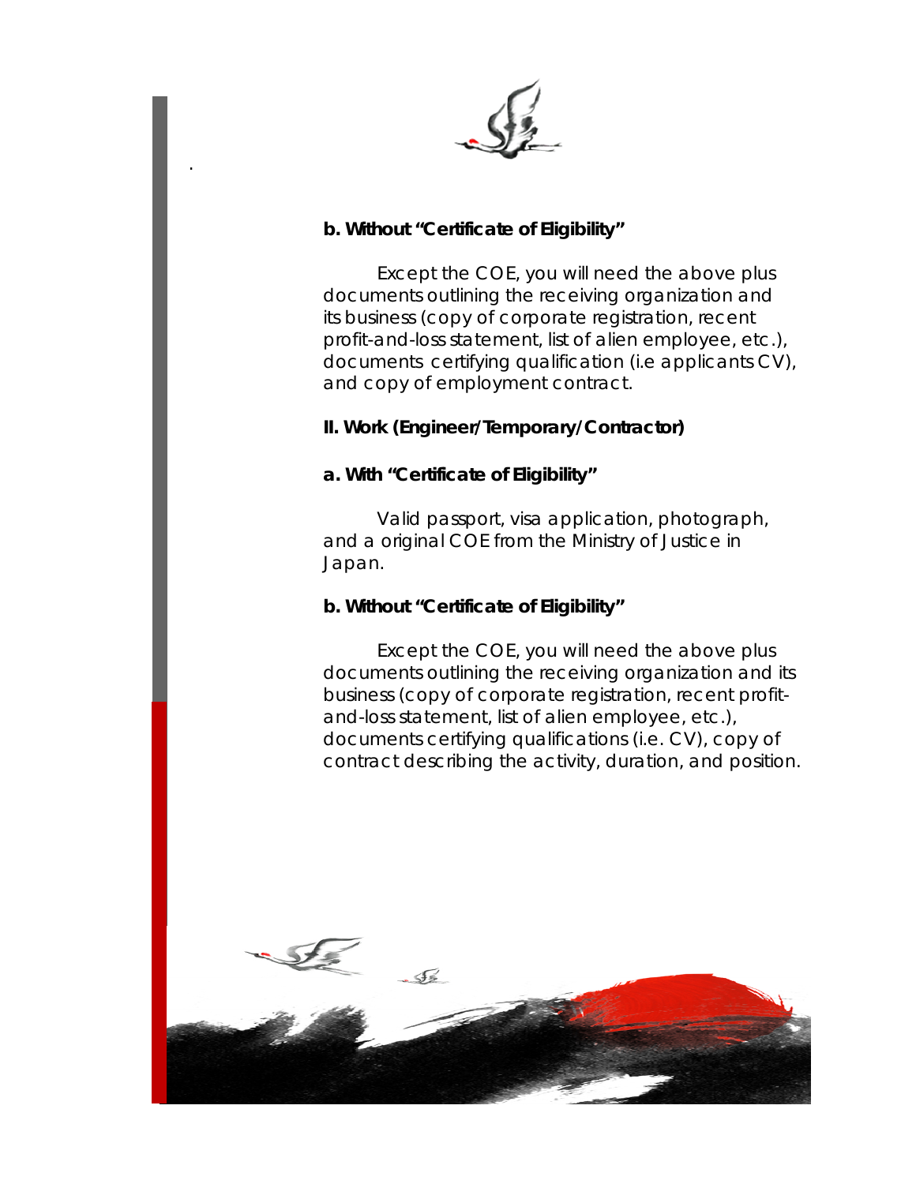**b. Without "Certificate of Eligibility"**

Except the COE, you will need the above plus documents outlining the receiving organization and its business (copy of corporate registration, recent profit-and-loss statement, list of alien employee, etc.), documents certifying qualification (i.e applicants CV), and copy of employment contract.

**II. Work (Engineer/Temporary/Contractor)**

**a. With "Certificate of Eligibility"**

Valid passport, visa application, photograph, and a original COE from the Ministry of Justice in Japan.

**b. Without "Certificate of Eligibility"**

Except the COE, you will need the above plus documents outlining the receiving organization and its business (copy of corporate registration, recent profit-and-loss statement, list of alien employee, etc.), documents certifying qualifications (i.e. CV), copy of contract describing the activity, duration, and position.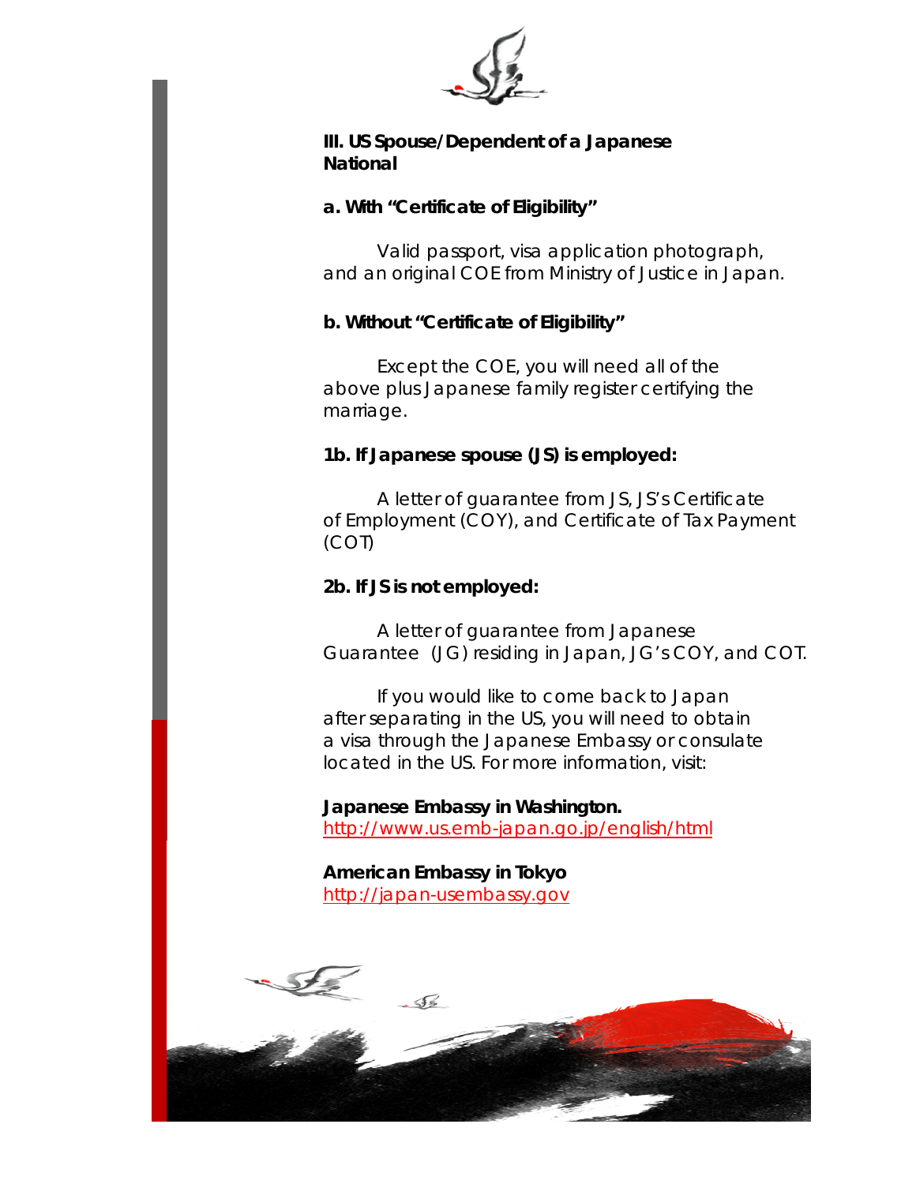### III. US Spouse/Dependent of a Japanese National

**a. With "Certificate of Eligibility"**

Valid passport, visa application photograph, and an original COE from Ministry of Justice in Japan.

**b. Without "Certificate of Eligibility"**

Except the COE, you will need all of the above plus Japanese family register certifying the marriage.

**1b. If Japanese spouse (JS) is employed:**

A letter of guarantee from JS, JS's Certificate of Employment (COY), and Certificate of Tax Payment (COT)

**2b. If JS is not employed:**

A letter of guarantee from Japanese Guarantee (JG) residing in Japan, JG's COY, and COT.

If you would like to come back to Japan after separating in the US, you will need to obtain a visa through the Japanese Embassy or consulate located in the US. For more information, visit:

**Japanese Embassy in Washington.**
http://www.us.emb-japan.go.jp/english/html

**American Embassy in Tokyo**
http://japan-usembassy.gov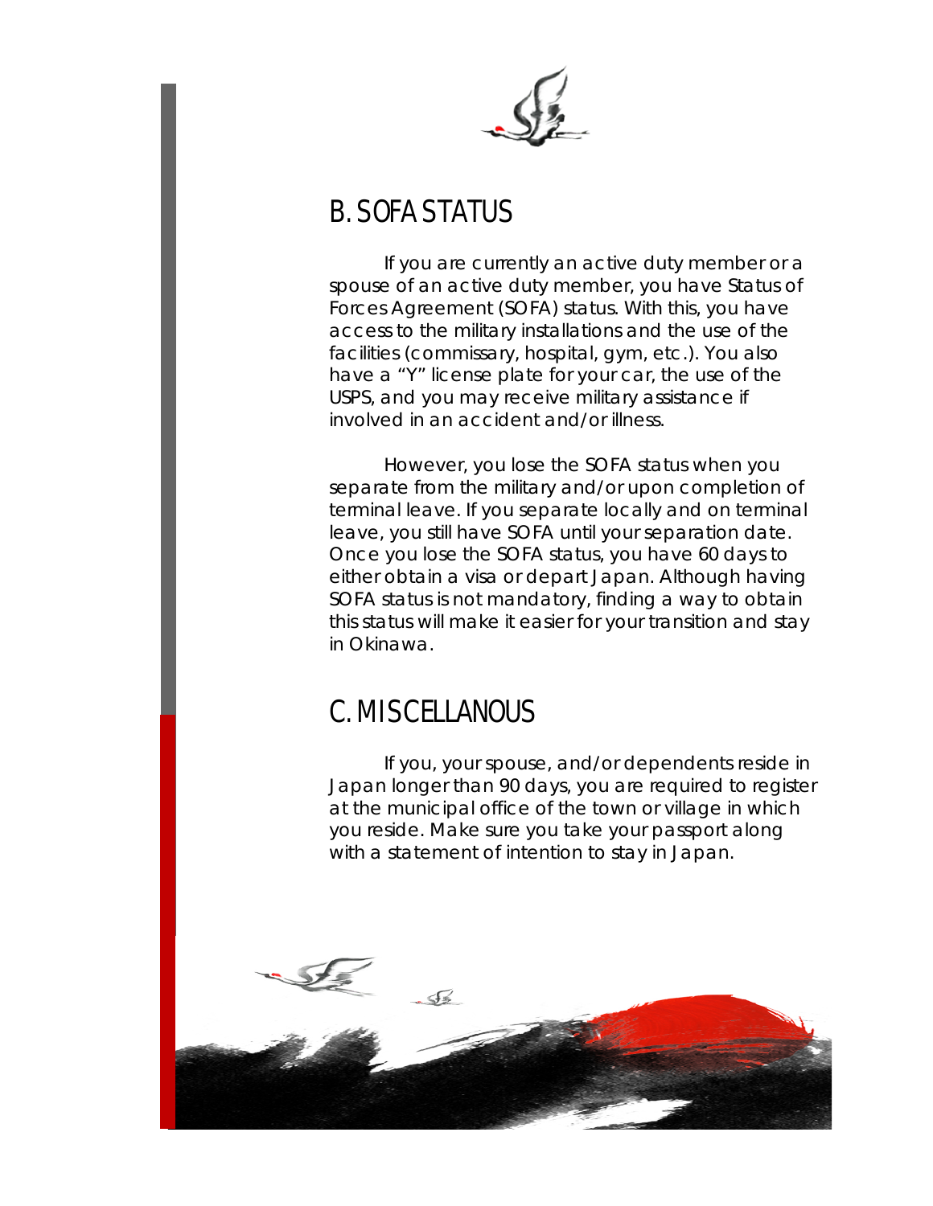## B. SOFA STATUS

If you are currently an active duty member or a spouse of an active duty member, you have Status of Forces Agreement (SOFA) status. With this, you have access to the military installations and the use of the facilities (commissary, hospital, gym, etc.). You also have a "Y" license plate for your car, the use of the USPS, and you may receive military assistance if involved in an accident and/or illness.

However, you lose the SOFA status when you separate from the military and/or upon completion of terminal leave. If you separate locally and on terminal leave, you still have SOFA until your separation date. Once you lose the SOFA status, you have 60 days to either obtain a visa or depart Japan. Although having SOFA status is not mandatory, finding a way to obtain this status will make it easier for your transition and stay in Okinawa.

## C. MISCELLANOUS

If you, your spouse, and/or dependents reside in Japan longer than 90 days, you are required to register at the municipal office of the town or village in which you reside. Make sure you take your passport along with a statement of intention to stay in Japan.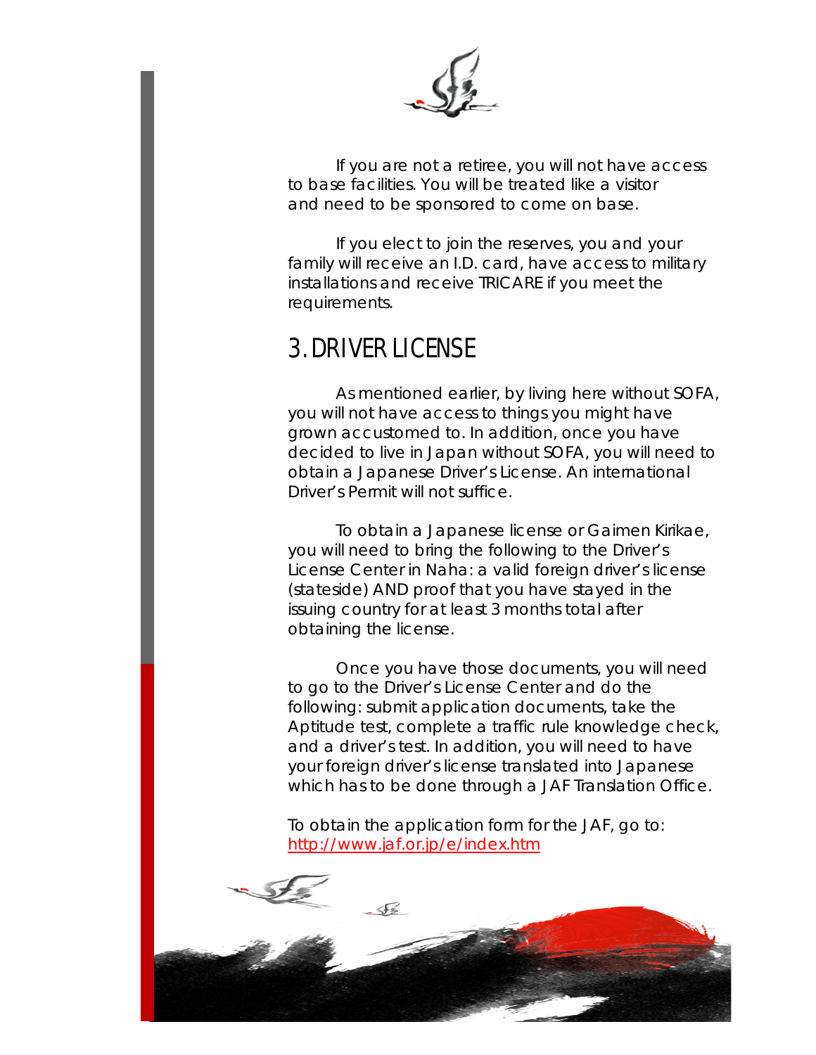If you are not a retiree, you will not have access to base facilities. You will be treated like a visitor and need to be sponsored to come on base.

If you elect to join the reserves, you and your family will receive an I.D. card, have access to military installations and receive TRICARE if you meet the requirements.

## 3. DRIVER LICENSE

As mentioned earlier, by living here without SOFA, you will not have access to things you might have grown accustomed to. In addition, once you have decided to live in Japan without SOFA, you will need to obtain a Japanese Driver's License. An international Driver's Permit will not suffice.

To obtain a Japanese license or Gaimen Kirikae, you will need to bring the following to the Driver's License Center in Naha: a valid foreign driver's license (stateside) AND proof that you have stayed in the issuing country for at least 3 months total after obtaining the license.

Once you have those documents, you will need to go to the Driver's License Center and do the following: submit application documents, take the Aptitude test, complete a traffic rule knowledge check, and a driver's test. In addition, you will need to have your foreign driver's license translated into Japanese which has to be done through a JAF Translation Office.

To obtain the application form for the JAF, go to: [http://www.jaf.or.jp/e/index.htm](http://www.jaf.or.jp/e/index.htm)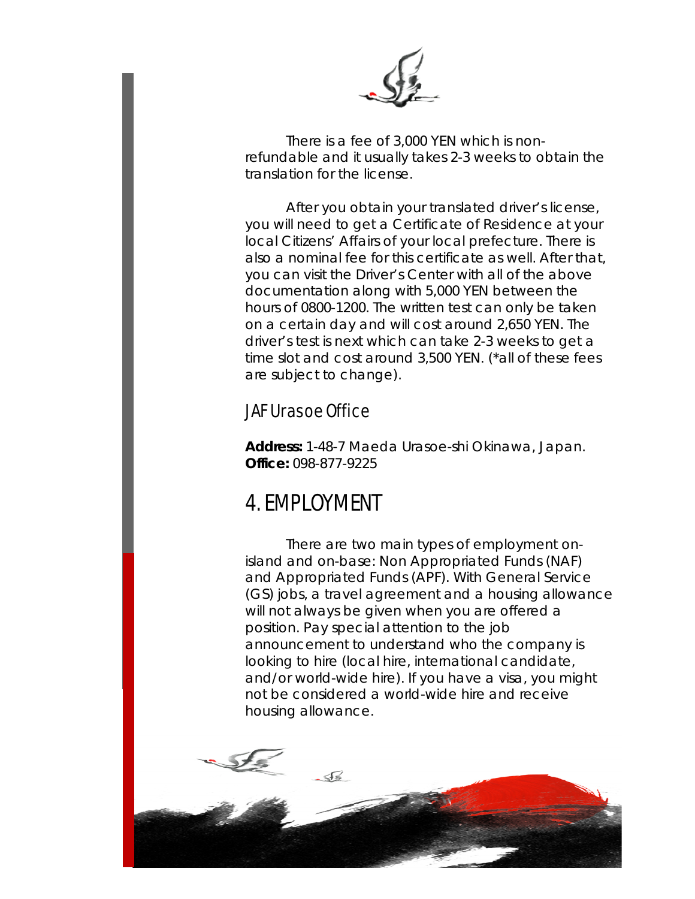There is a fee of 3,000 YEN which is non-refundable and it usually takes 2-3 weeks to obtain the translation for the license.

After you obtain your translated driver's license, you will need to get a Certificate of Residence at your local Citizens' Affairs of your local prefecture. There is also a nominal fee for this certificate as well. After that, you can visit the Driver's Center with all of the above documentation along with 5,000 YEN between the hours of 0800-1200. The written test can only be taken on a certain day and will cost around 2,650 YEN. The driver's test is next which can take 2-3 weeks to get a time slot and cost around 3,500 YEN. (*all of these fees are subject to change).

### JAF Urasoe Office

**Address:** 1-48-7 Maeda Urasoe-shi Okinawa, Japan.
**Office:** 098-877-9225

## 4. EMPLOYMENT

There are two main types of employment on-island and on-base: Non Appropriated Funds (NAF) and Appropriated Funds (APF). With General Service (GS) jobs, a travel agreement and a housing allowance will not always be given when you are offered a position. Pay special attention to the job announcement to understand who the company is looking to hire (local hire, international candidate, and/or world-wide hire). If you have a visa, you might not be considered a world-wide hire and receive housing allowance.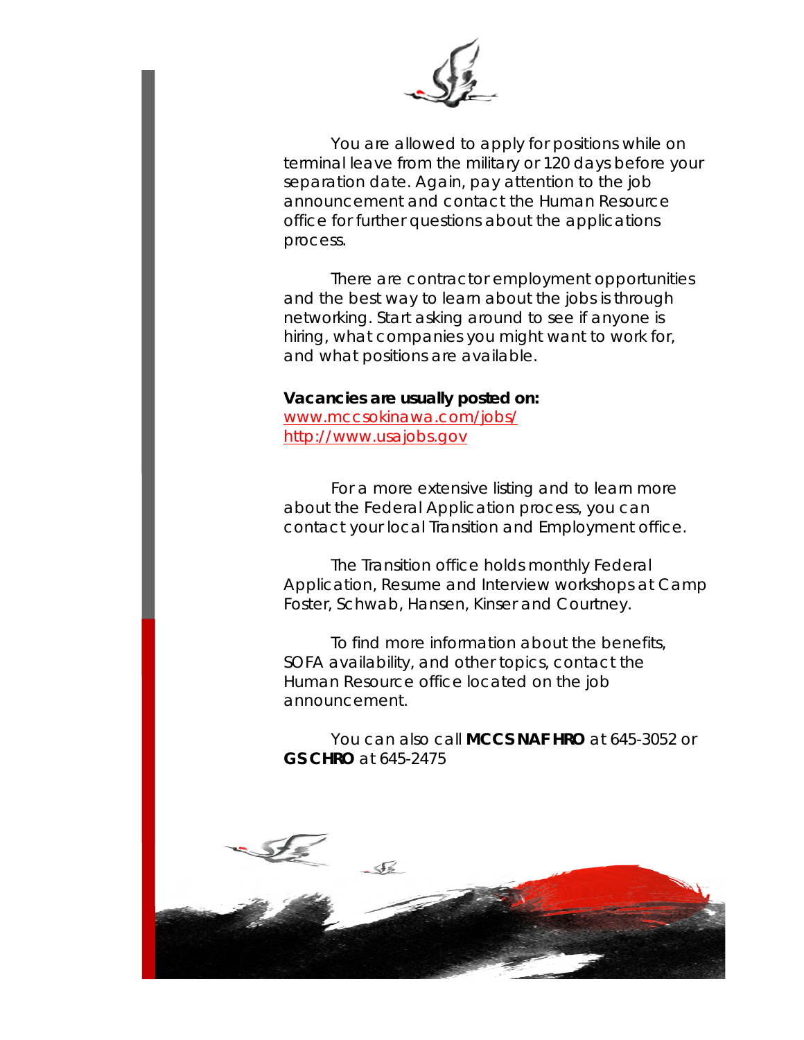You are allowed to apply for positions while on terminal leave from the military or 120 days before your separation date. Again, pay attention to the job announcement and contact the Human Resource office for further questions about the applications process.

There are contractor employment opportunities and the best way to learn about the jobs is through networking. Start asking around to see if anyone is hiring, what companies you might want to work for, and what positions are available.

**Vacancies are usually posted on:**
[www.mccsokinawa.com/jobs/](www.mccsokinawa.com/jobs/)
[http://www.usajobs.gov](http://www.usajobs.gov)

For a more extensive listing and to learn more about the Federal Application process, you can contact your local Transition and Employment office.

The Transition office holds monthly Federal Application, Resume and Interview workshops at Camp Foster, Schwab, Hansen, Kinser and Courtney.

To find more information about the benefits, SOFA availability, and other topics, contact the Human Resource office located on the job announcement.

You can also call **MCCS NAF HRO** at 645-3052 or **GS CHRO** at 645-2475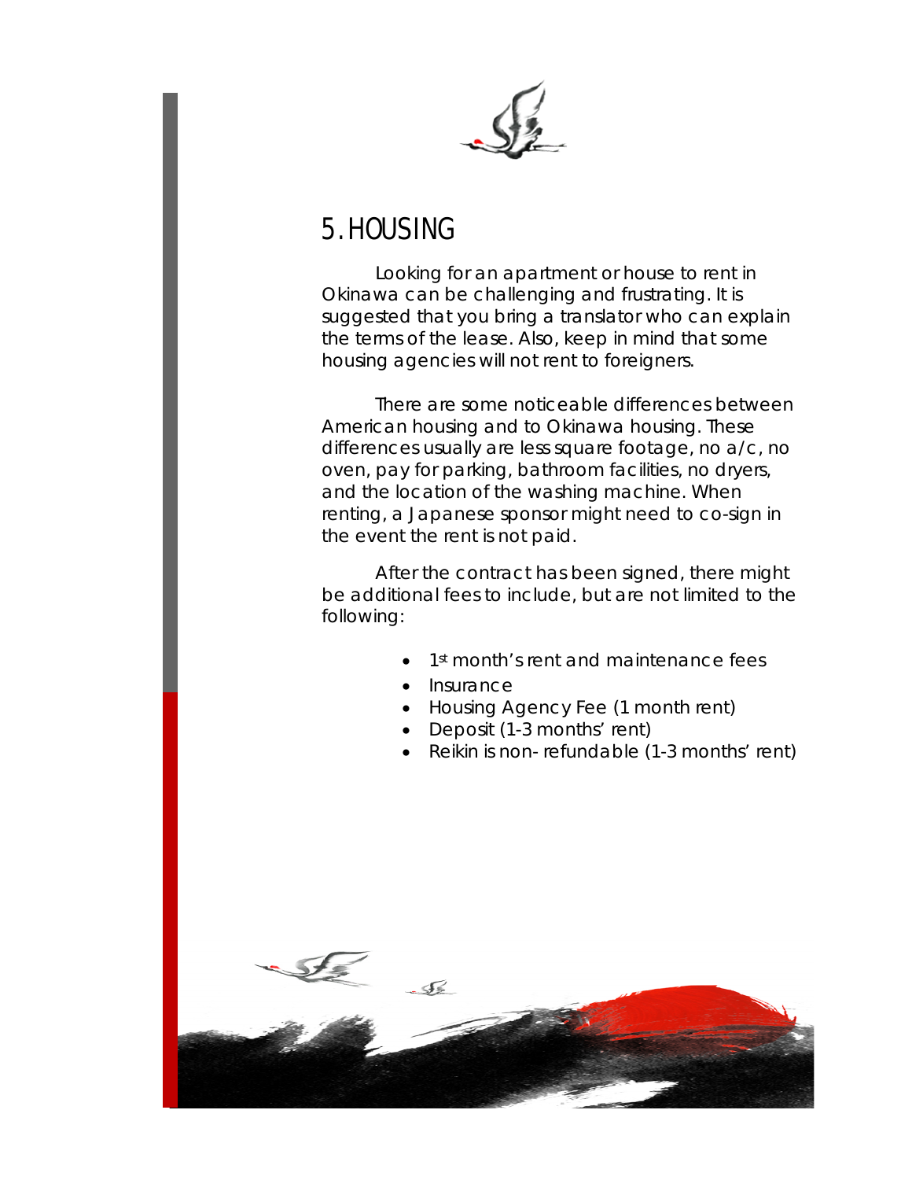# 5. HOUSING

Looking for an apartment or house to rent in Okinawa can be challenging and frustrating. It is suggested that you bring a translator who can explain the terms of the lease. Also, keep in mind that some housing agencies will not rent to foreigners.

There are some noticeable differences between American housing and to Okinawa housing. These differences usually are less square footage, no a/c, no oven, pay for parking, bathroom facilities, no dryers, and the location of the washing machine. When renting, a Japanese sponsor might need to co-sign in the event the rent is not paid.

After the contract has been signed, there might be additional fees to include, but are not limited to the following:

- 1st month's rent and maintenance fees
- Insurance
- Housing Agency Fee (1 month rent)
- Deposit (1-3 months' rent)
- Reikin is non- refundable (1-3 months' rent)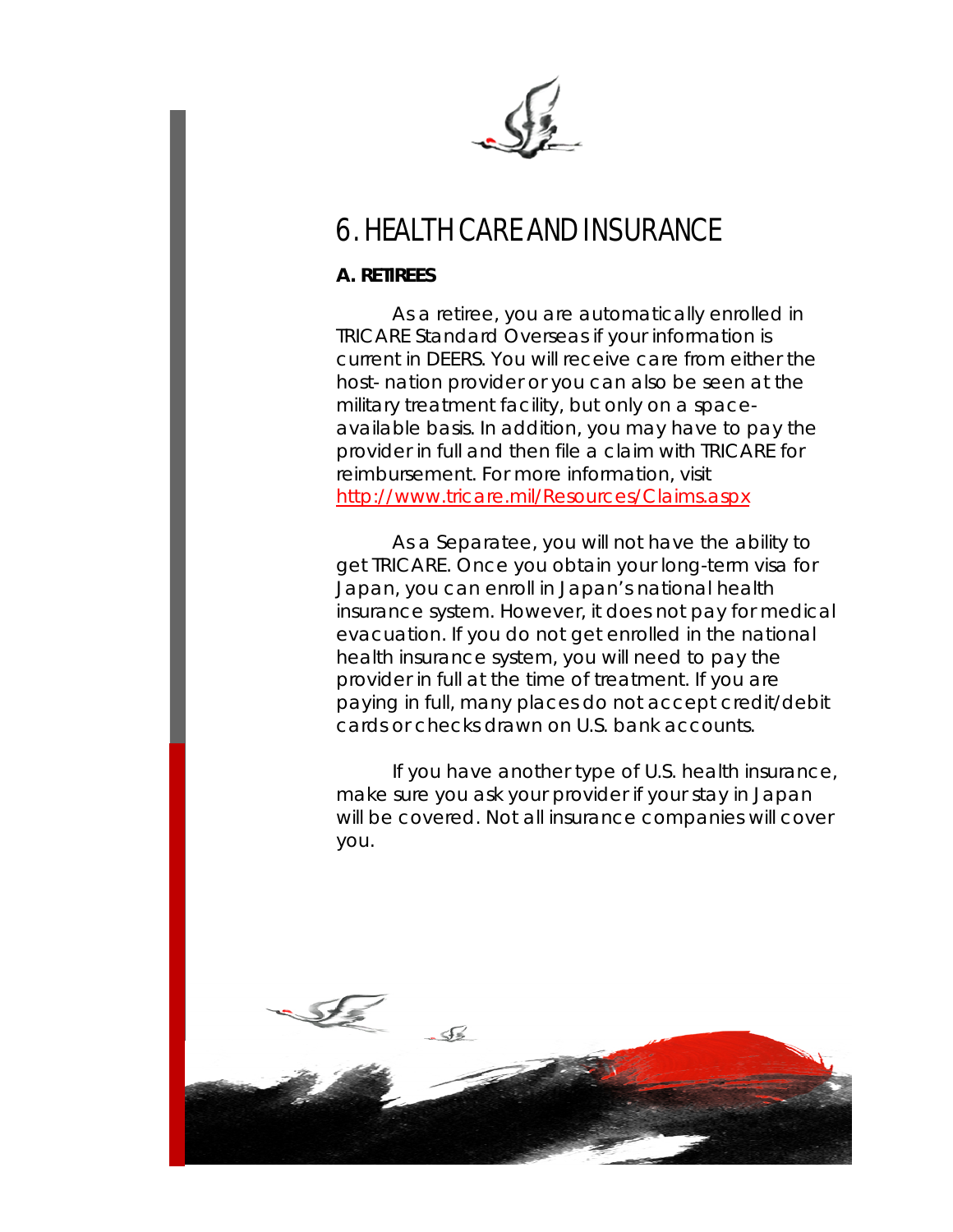# 6. HEALTH CARE AND INSURANCE

**A. RETIREES**

As a retiree, you are automatically enrolled in TRICARE Standard Overseas if your information is current in DEERS. You will receive care from either the host- nation provider or you can also be seen at the military treatment facility, but only on a space-available basis. In addition, you may have to pay the provider in full and then file a claim with TRICARE for reimbursement. For more information, visit [http://www.tricare.mil/Resources/Claims.aspx](http://www.tricare.mil/Resources/Claims.aspx)

As a Separatee, you will not have the ability to get TRICARE. Once you obtain your long-term visa for Japan, you can enroll in Japan's national health insurance system. However, it does not pay for medical evacuation. If you do not get enrolled in the national health insurance system, you will need to pay the provider in full at the time of treatment. If you are paying in full, many places do not accept credit/debit cards or checks drawn on U.S. bank accounts.

If you have another type of U.S. health insurance, make sure you ask your provider if your stay in Japan will be covered. Not all insurance companies will cover you.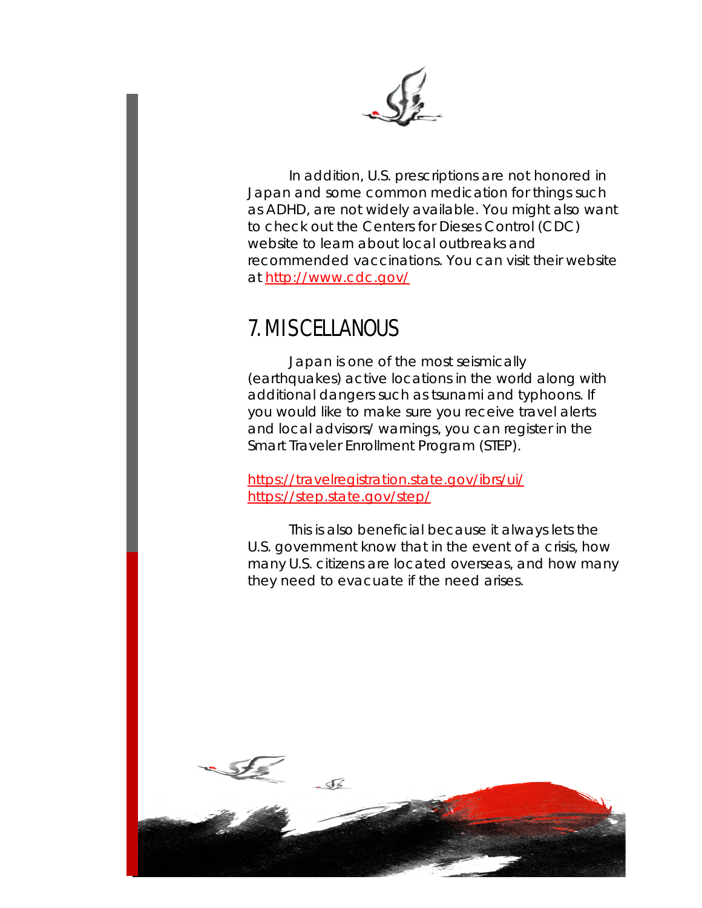In addition, U.S. prescriptions are not honored in Japan and some common medication for things such as ADHD, are not widely available. You might also want to check out the Centers for Dieses Control (CDC) website to learn about local outbreaks and recommended vaccinations. You can visit their website at [http://www.cdc.gov/](http://www.cdc.gov/)

## 7. MISCELLANOUS

Japan is one of the most seismically (earthquakes) active locations in the world along with additional dangers such as tsunami and typhoons. If you would like to make sure you receive travel alerts and local advisors/ warnings, you can register in the Smart Traveler Enrollment Program (STEP).

[https://travelregistration.state.gov/ibrs/ui/](https://travelregistration.state.gov/ibrs/ui/)
[https://step.state.gov/step/](https://step.state.gov/step/)

This is also beneficial because it always lets the U.S. government know that in the event of a crisis, how many U.S. citizens are located overseas, and how many they need to evacuate if the need arises.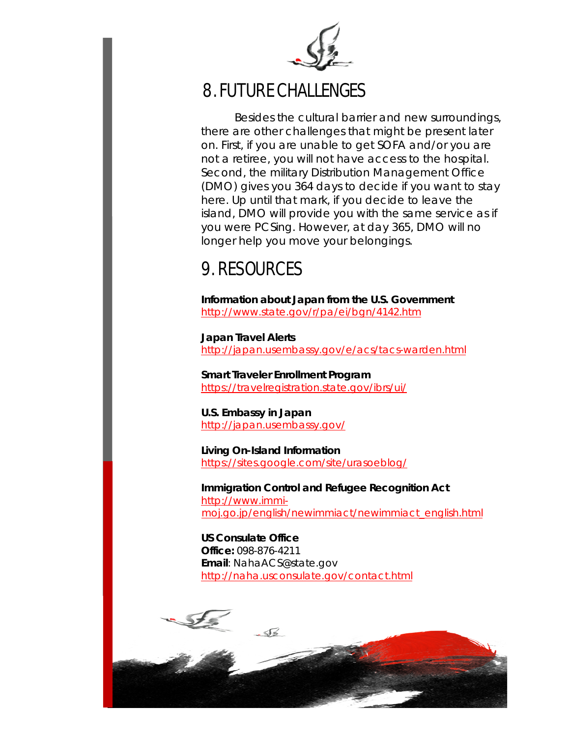## 8. FUTURE CHALLENGES

Besides the cultural barrier and new surroundings, there are other challenges that might be present later on. First, if you are unable to get SOFA and/or you are not a retiree, you will not have access to the hospital. Second, the military Distribution Management Office (DMO) gives you 364 days to decide if you want to stay here. Up until that mark, if you decide to leave the island, DMO will provide you with the same service as if you were PCSing. However, at day 365, DMO will no longer help you move your belongings.

## 9. RESOURCES

**Information about Japan from the U.S. Government**
http://www.state.gov/r/pa/ei/bgn/4142.htm

**Japan Travel Alerts**
http://japan.usembassy.gov/e/acs/tacs-warden.html

**Smart Traveler Enrollment Program**
https://travelregistration.state.gov/ibrs/ui/

**U.S. Embassy in Japan**
http://japan.usembassy.gov/

**Living On-Island Information**
https://sites.google.com/site/urasoeblog/

**Immigration Control and Refugee Recognition Act**
http://www.immi-moj.go.jp/english/newimmiact/newimmiact_english.html

**US Consulate Office**
**Office:** 098-876-4211
**Email**: NahaACS@state.gov
http://naha.usconsulate.gov/contact.html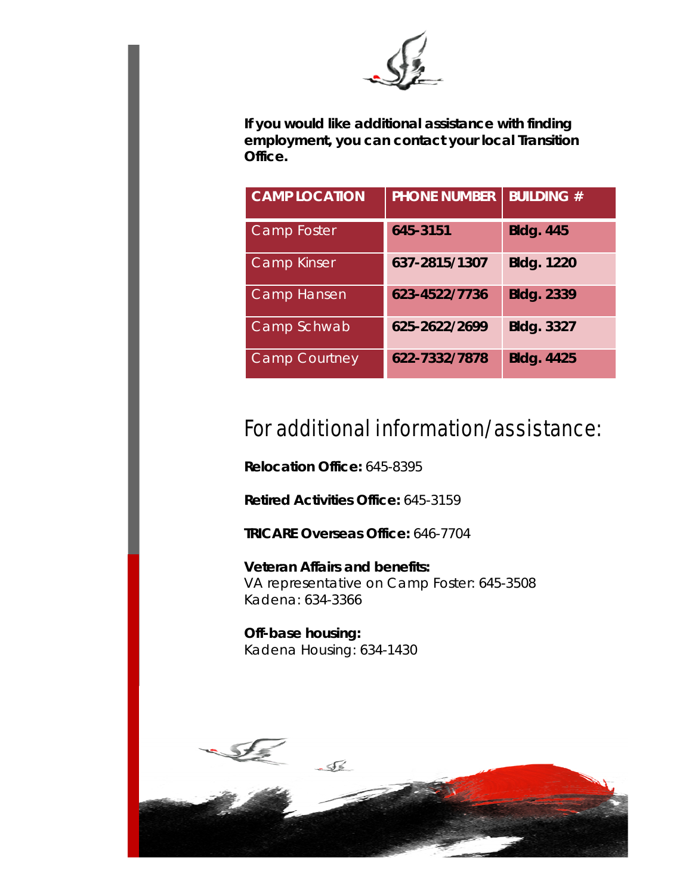**If you would like additional assistance with finding employment, you can contact your local Transition Office.**

| CAMP LOCATION | PHONE NUMBER | BUILDING # |
|---|---|---|
| Camp Foster | 645-3151 | Bldg. 445 |
| Camp Kinser | 637-2815/1307 | Bldg. 1220 |
| Camp Hansen | 623-4522/7736 | Bldg. 2339 |
| Camp Schwab | 625-2622/2699 | Bldg. 3327 |
| Camp Courtney | 622-7332/7878 | Bldg. 4425 |

# For additional information/assistance:

**Relocation Office:** 645-8395

**Retired Activities Office:** 645-3159

**TRICARE Overseas Office:** 646-7704

**Veteran Affairs and benefits:**
VA representative on Camp Foster: 645-3508
Kadena: 634-3366

**Off-base housing:**
Kadena Housing: 634-1430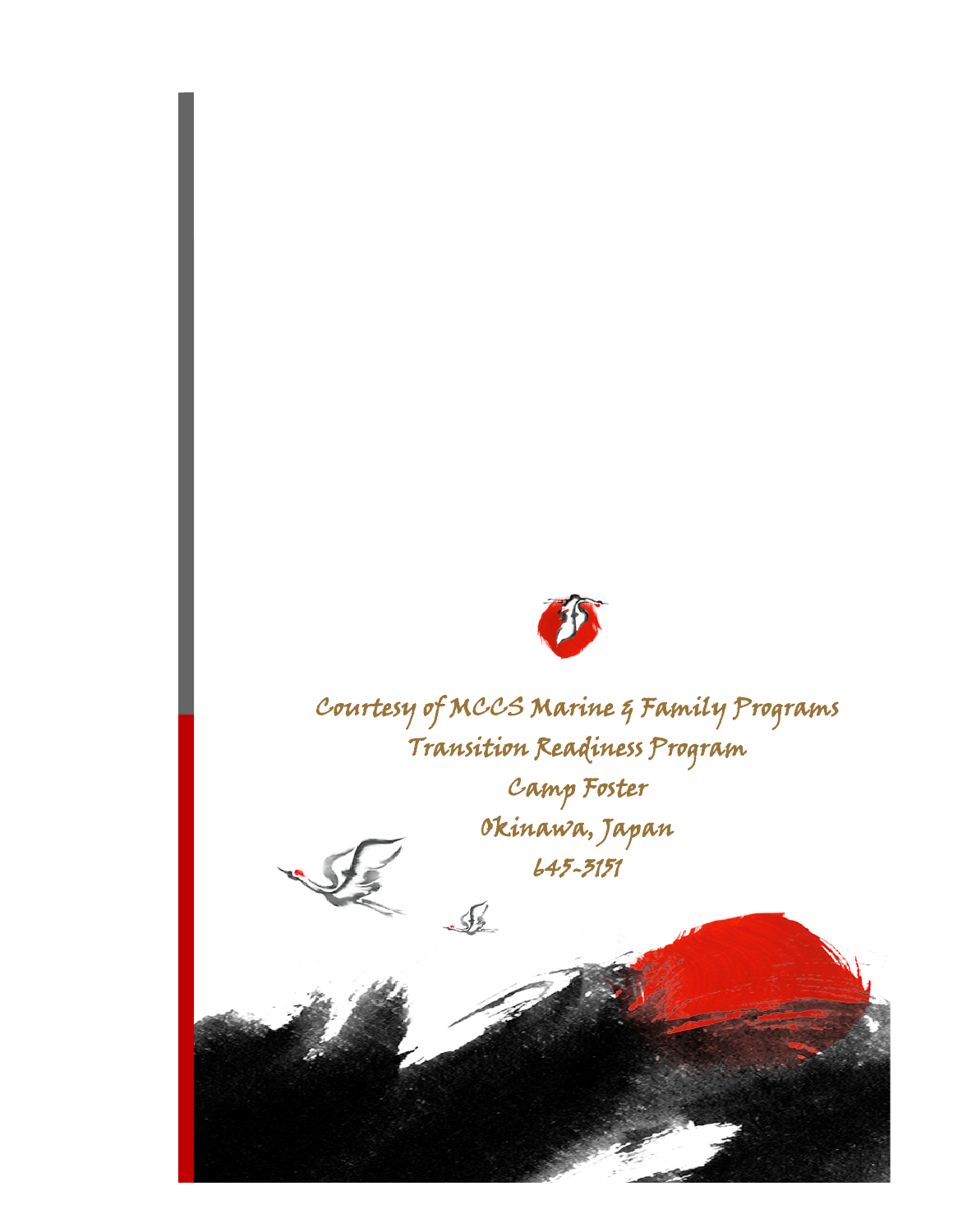Courtesy of MCCS Marine & Family Programs

Transition Readiness Program

Camp Foster

Okinawa, Japan

645-3151